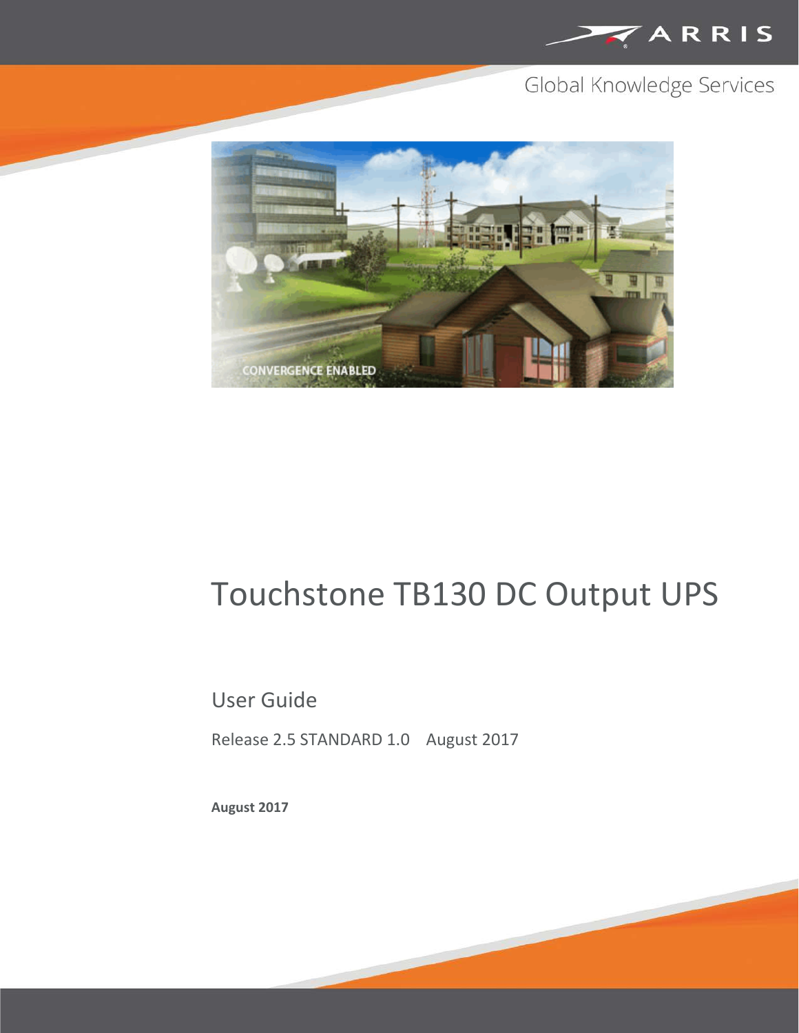ARRIS

Global Knowledge Services

# Touchstone TB130 DC Output UPS

## User Guide

Release 2.5 STANDARD 1.0    August 2017

**August 2017**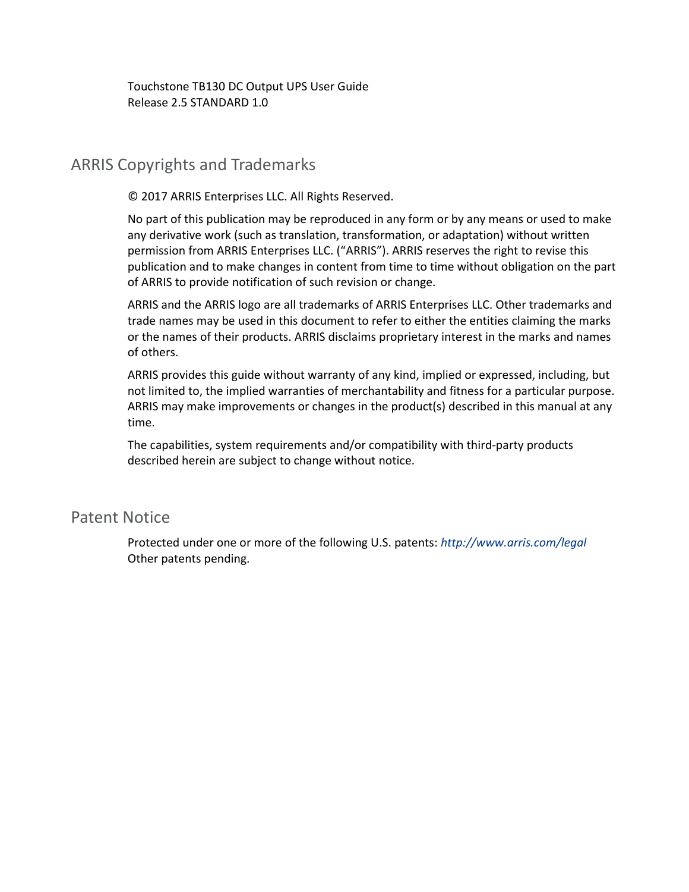Touchstone TB130 DC Output UPS User Guide
Release 2.5 STANDARD 1.0

## ARRIS Copyrights and Trademarks

© 2017 ARRIS Enterprises LLC. All Rights Reserved.

No part of this publication may be reproduced in any form or by any means or used to make any derivative work (such as translation, transformation, or adaptation) without written permission from ARRIS Enterprises LLC. (“ARRIS”). ARRIS reserves the right to revise this publication and to make changes in content from time to time without obligation on the part of ARRIS to provide notification of such revision or change.

ARRIS and the ARRIS logo are all trademarks of ARRIS Enterprises LLC. Other trademarks and trade names may be used in this document to refer to either the entities claiming the marks or the names of their products. ARRIS disclaims proprietary interest in the marks and names of others.

ARRIS provides this guide without warranty of any kind, implied or expressed, including, but not limited to, the implied warranties of merchantability and fitness for a particular purpose. ARRIS may make improvements or changes in the product(s) described in this manual at any time.

The capabilities, system requirements and/or compatibility with third-party products described herein are subject to change without notice.

## Patent Notice

Protected under one or more of the following U.S. patents: *http://www.arris.com/legal*
Other patents pending.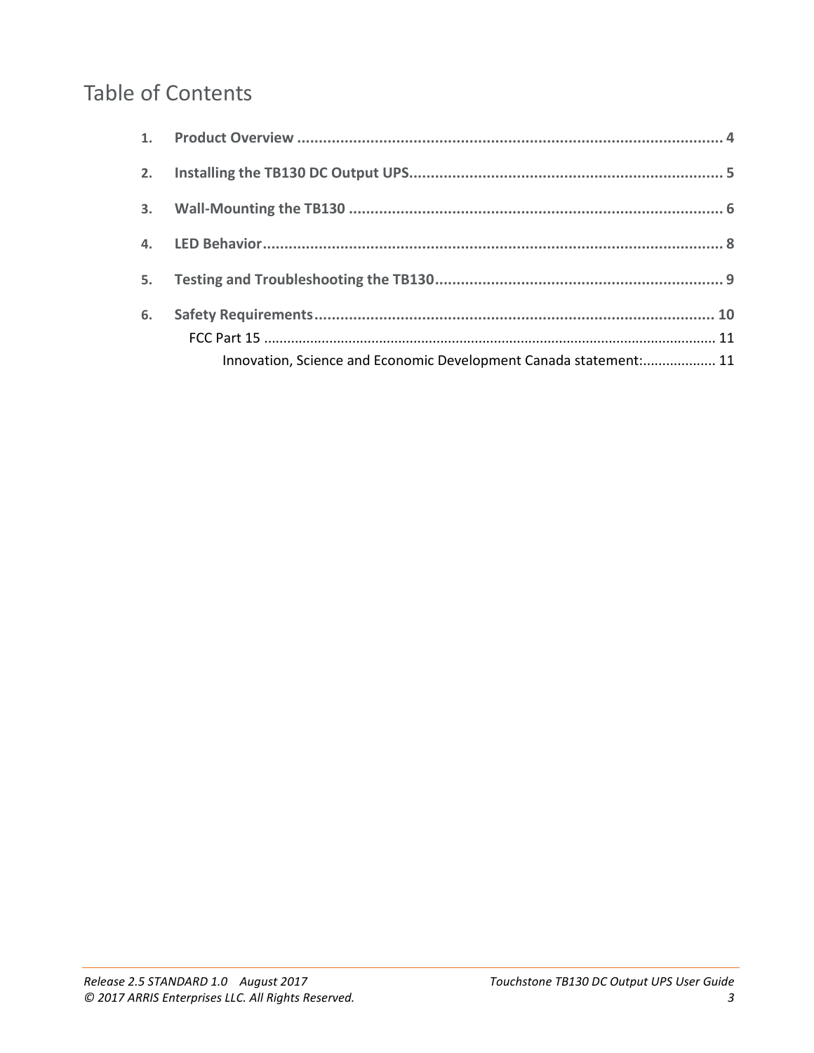# Table of Contents

1. **Product Overview** ........................................................................................................ **4**
2. **Installing the TB130 DC Output UPS**............................................................................ **5**
3. **Wall-Mounting the TB130** ........................................................................................... **6**
4. **LED Behavior**.............................................................................................................. **8**
5. **Testing and Troubleshooting the TB130**...................................................................... **9**
6. **Safety Requirements**.................................................................................................. **10**
   - FCC Part 15 ....................................................................................................................... 11
     - Innovation, Science and Economic Development Canada statement:................... 11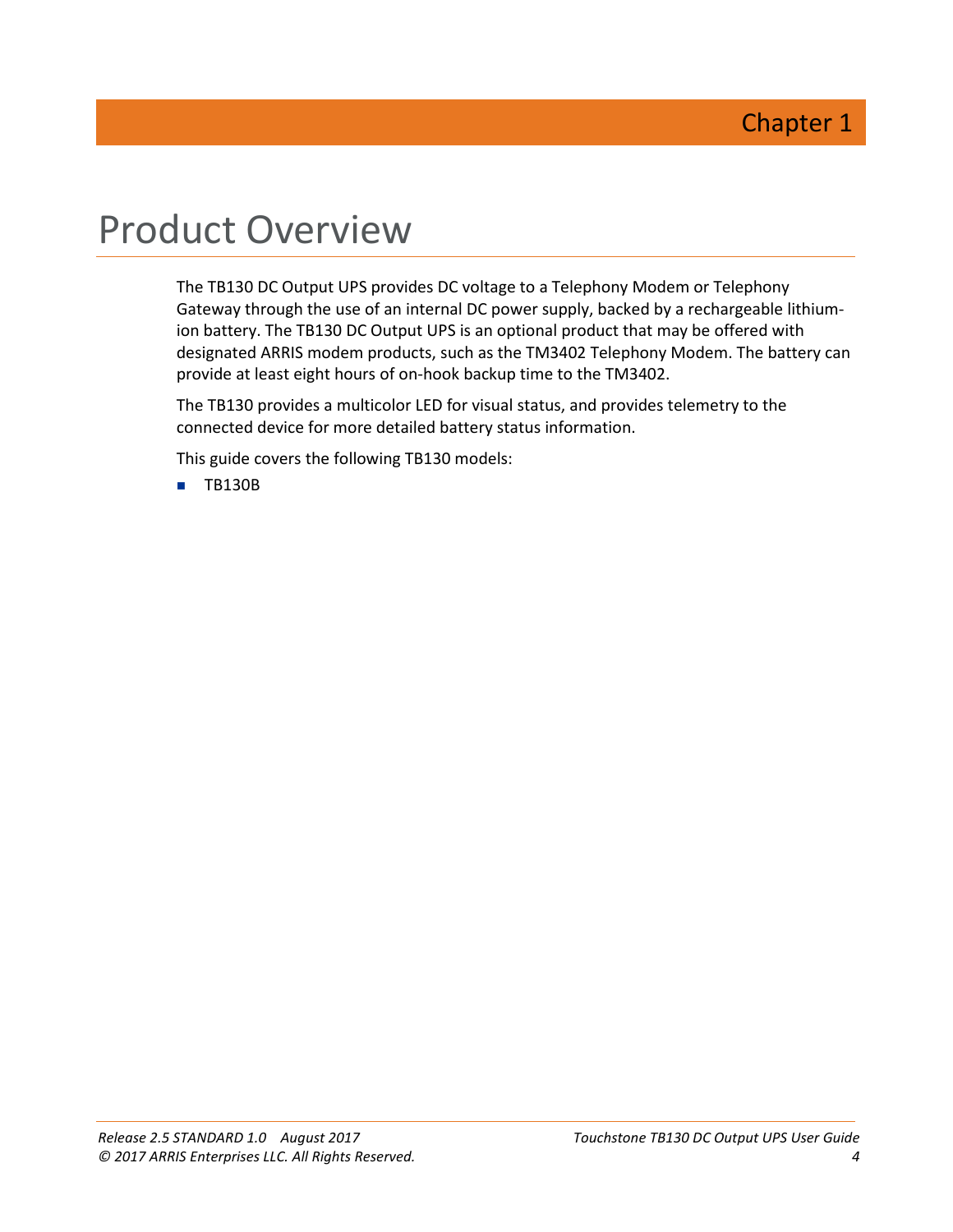Chapter 1

# Product Overview

The TB130 DC Output UPS provides DC voltage to a Telephony Modem or Telephony Gateway through the use of an internal DC power supply, backed by a rechargeable lithium-ion battery. The TB130 DC Output UPS is an optional product that may be offered with designated ARRIS modem products, such as the TM3402 Telephony Modem. The battery can provide at least eight hours of on-hook backup time to the TM3402.

The TB130 provides a multicolor LED for visual status, and provides telemetry to the connected device for more detailed battery status information.

This guide covers the following TB130 models:

- TB130B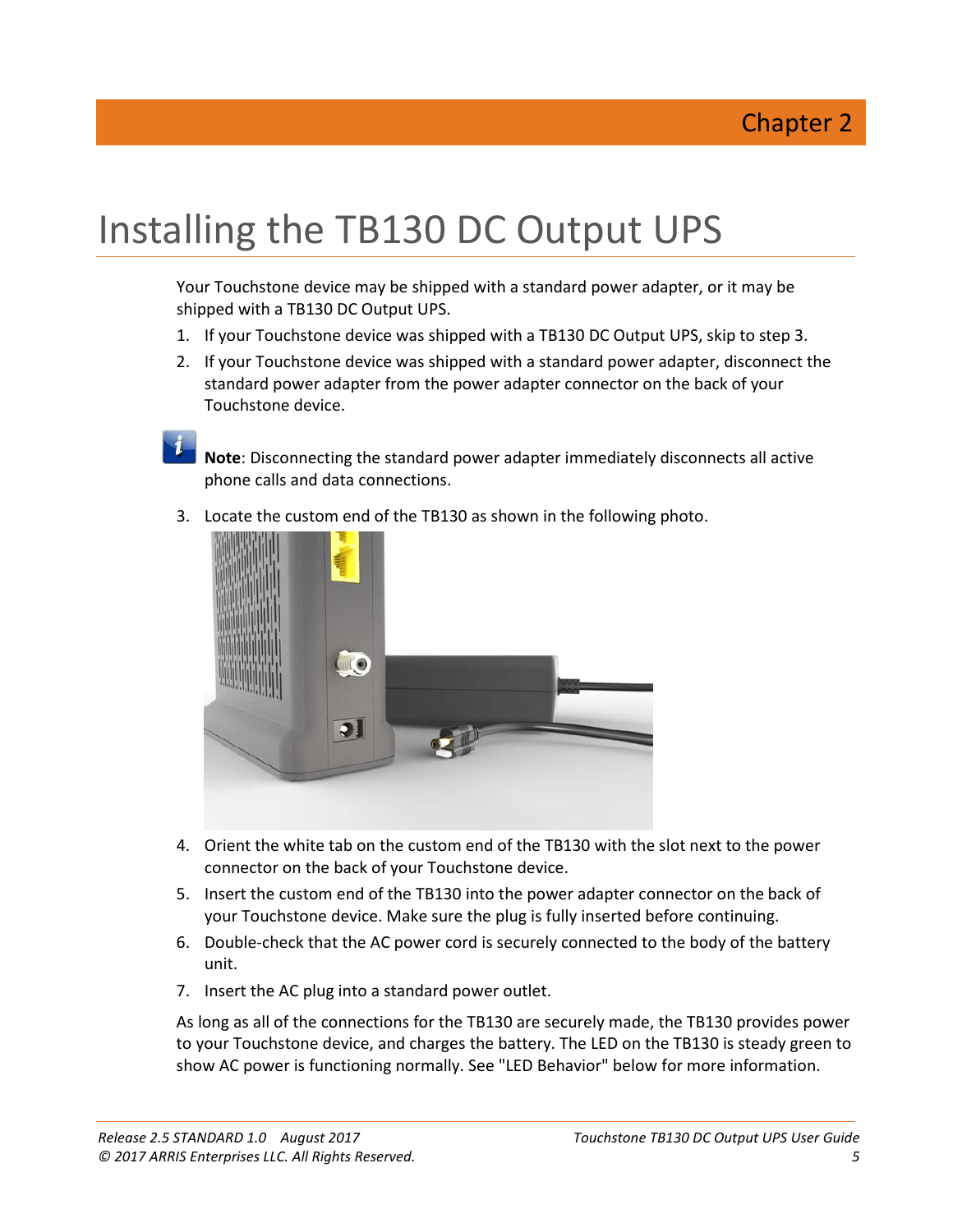Chapter 2

# Installing the TB130 DC Output UPS

Your Touchstone device may be shipped with a standard power adapter, or it may be shipped with a TB130 DC Output UPS.

1. If your Touchstone device was shipped with a TB130 DC Output UPS, skip to step 3.
2. If your Touchstone device was shipped with a standard power adapter, disconnect the standard power adapter from the power adapter connector on the back of your Touchstone device.

**Note**: Disconnecting the standard power adapter immediately disconnects all active phone calls and data connections.

3. Locate the custom end of the TB130 as shown in the following photo.
4. Orient the white tab on the custom end of the TB130 with the slot next to the power connector on the back of your Touchstone device.
5. Insert the custom end of the TB130 into the power adapter connector on the back of your Touchstone device. Make sure the plug is fully inserted before continuing.
6. Double-check that the AC power cord is securely connected to the body of the battery unit.
7. Insert the AC plug into a standard power outlet.

As long as all of the connections for the TB130 are securely made, the TB130 provides power to your Touchstone device, and charges the battery. The LED on the TB130 is steady green to show AC power is functioning normally. See "LED Behavior" below for more information.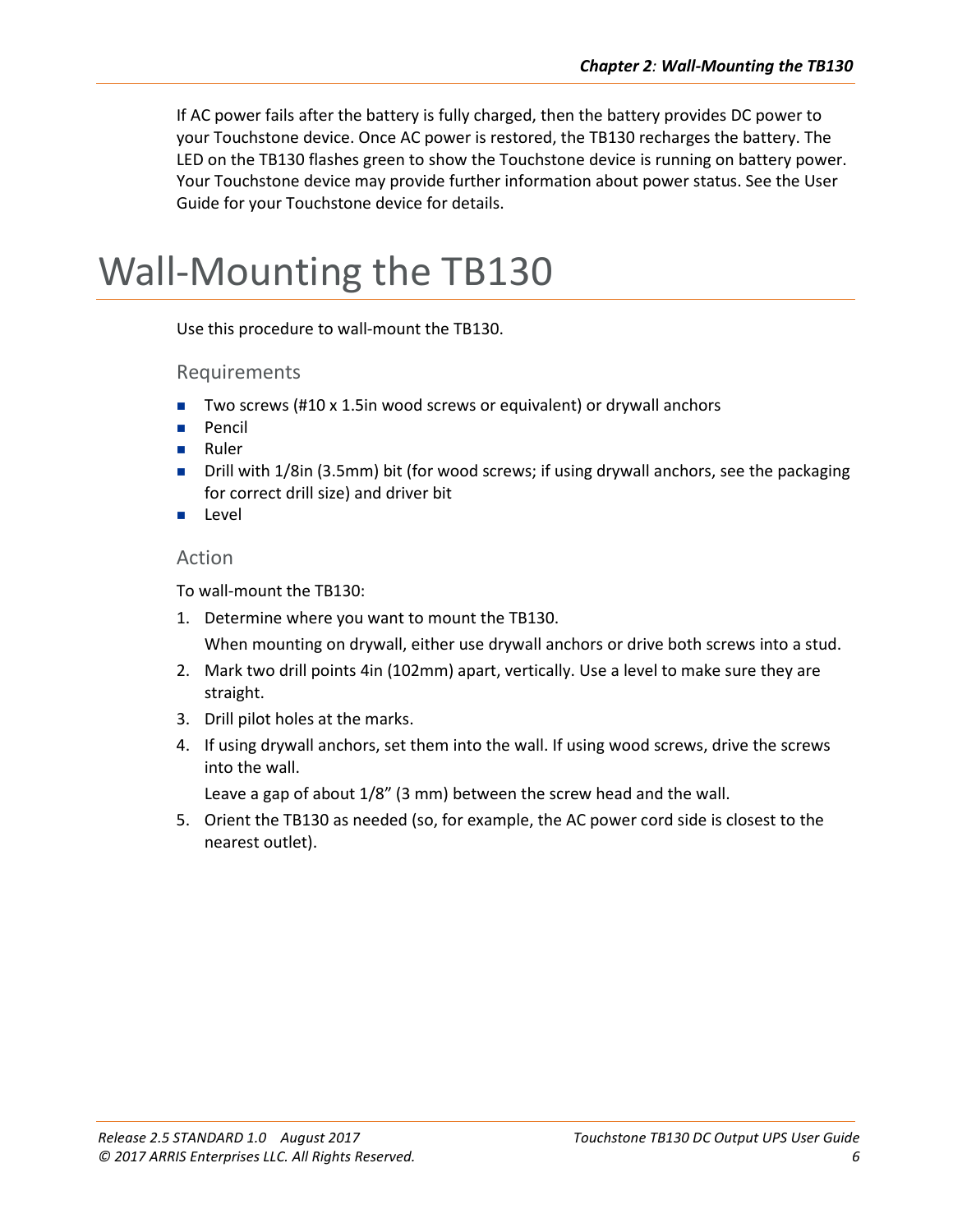If AC power fails after the battery is fully charged, then the battery provides DC power to your Touchstone device. Once AC power is restored, the TB130 recharges the battery. The LED on the TB130 flashes green to show the Touchstone device is running on battery power. Your Touchstone device may provide further information about power status. See the User Guide for your Touchstone device for details.

# Wall-Mounting the TB130

Use this procedure to wall-mount the TB130.

### Requirements

- Two screws (#10 x 1.5in wood screws or equivalent) or drywall anchors
- Pencil
- Ruler
- Drill with 1/8in (3.5mm) bit (for wood screws; if using drywall anchors, see the packaging for correct drill size) and driver bit
- Level

### Action

To wall-mount the TB130:

1. Determine where you want to mount the TB130.

   When mounting on drywall, either use drywall anchors or drive both screws into a stud.

2. Mark two drill points 4in (102mm) apart, vertically. Use a level to make sure they are straight.
3. Drill pilot holes at the marks.
4. If using drywall anchors, set them into the wall. If using wood screws, drive the screws into the wall.

   Leave a gap of about 1/8” (3 mm) between the screw head and the wall.

5. Orient the TB130 as needed (so, for example, the AC power cord side is closest to the nearest outlet).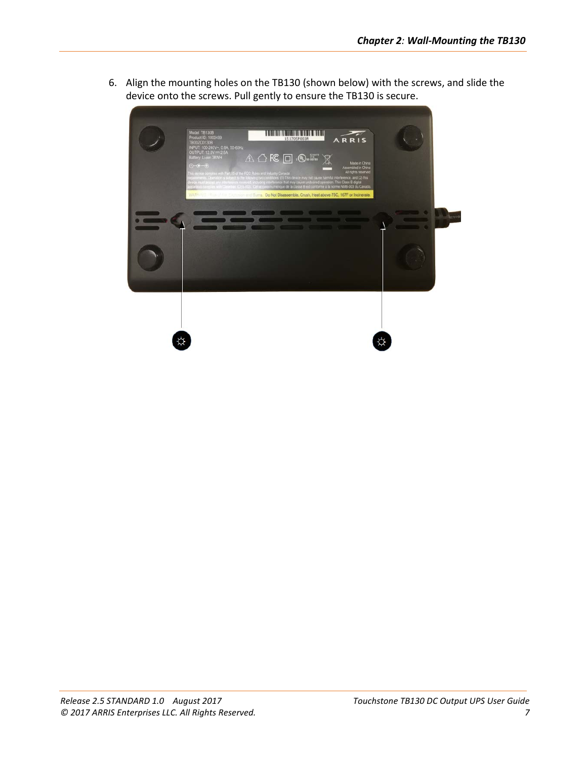6. Align the mounting holes on the TB130 (shown below) with the screws, and slide the device onto the screws. Pull gently to ensure the TB130 is secure.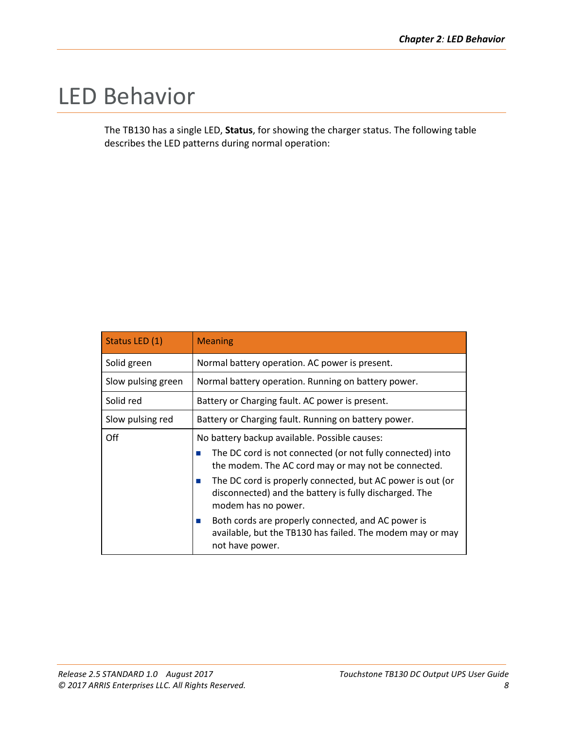# LED Behavior

The TB130 has a single LED, **Status**, for showing the charger status. The following table describes the LED patterns during normal operation:

| Status LED (1) | Meaning |
|---|---|
| Solid green | Normal battery operation. AC power is present. |
| Slow pulsing green | Normal battery operation. Running on battery power. |
| Solid red | Battery or Charging fault. AC power is present. |
| Slow pulsing red | Battery or Charging fault. Running on battery power. |
| Off | No battery backup available. Possible causes:<br>■ The DC cord is not connected (or not fully connected) into the modem. The AC cord may or may not be connected.<br>■ The DC cord is properly connected, but AC power is out (or disconnected) and the battery is fully discharged. The modem has no power.<br>■ Both cords are properly connected, and AC power is available, but the TB130 has failed. The modem may or may not have power. |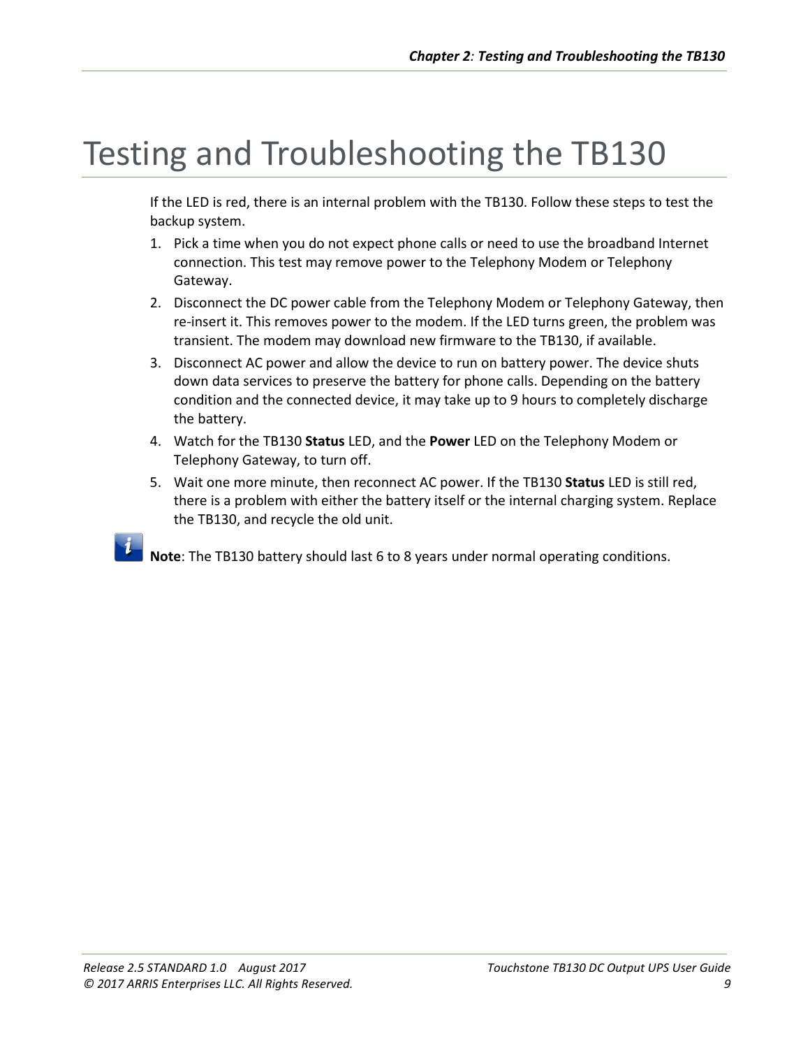# Testing and Troubleshooting the TB130

If the LED is red, there is an internal problem with the TB130. Follow these steps to test the backup system.

1. Pick a time when you do not expect phone calls or need to use the broadband Internet connection. This test may remove power to the Telephony Modem or Telephony Gateway.
2. Disconnect the DC power cable from the Telephony Modem or Telephony Gateway, then re-insert it. This removes power to the modem. If the LED turns green, the problem was transient. The modem may download new firmware to the TB130, if available.
3. Disconnect AC power and allow the device to run on battery power. The device shuts down data services to preserve the battery for phone calls. Depending on the battery condition and the connected device, it may take up to 9 hours to completely discharge the battery.
4. Watch for the TB130 **Status** LED, and the **Power** LED on the Telephony Modem or Telephony Gateway, to turn off.
5. Wait one more minute, then reconnect AC power. If the TB130 **Status** LED is still red, there is a problem with either the battery itself or the internal charging system. Replace the TB130, and recycle the old unit.

**Note**: The TB130 battery should last 6 to 8 years under normal operating conditions.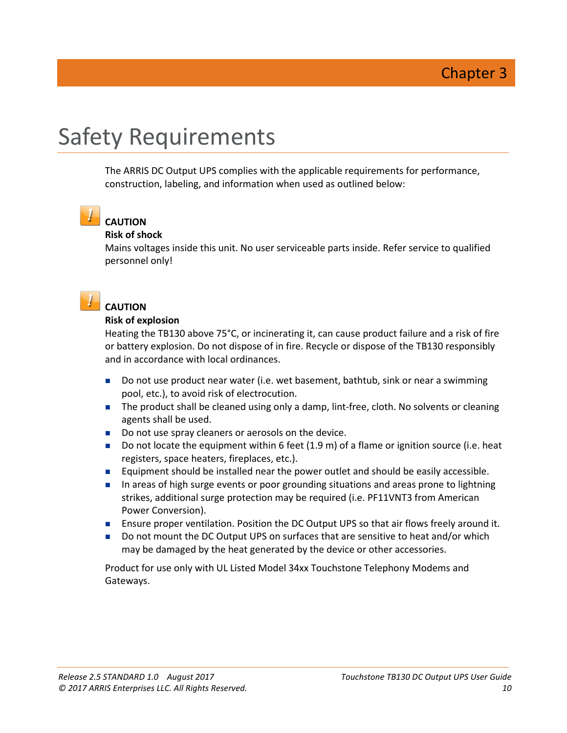Chapter 3

# Safety Requirements

The ARRIS DC Output UPS complies with the applicable requirements for performance, construction, labeling, and information when used as outlined below:

**CAUTION**
**Risk of shock**
Mains voltages inside this unit. No user serviceable parts inside. Refer service to qualified personnel only!

**CAUTION**
**Risk of explosion**
Heating the TB130 above 75°C, or incinerating it, can cause product failure and a risk of fire or battery explosion. Do not dispose of in fire. Recycle or dispose of the TB130 responsibly and in accordance with local ordinances.

- Do not use product near water (i.e. wet basement, bathtub, sink or near a swimming pool, etc.), to avoid risk of electrocution.
- The product shall be cleaned using only a damp, lint-free, cloth. No solvents or cleaning agents shall be used.
- Do not use spray cleaners or aerosols on the device.
- Do not locate the equipment within 6 feet (1.9 m) of a flame or ignition source (i.e. heat registers, space heaters, fireplaces, etc.).
- Equipment should be installed near the power outlet and should be easily accessible.
- In areas of high surge events or poor grounding situations and areas prone to lightning strikes, additional surge protection may be required (i.e. PF11VNT3 from American Power Conversion).
- Ensure proper ventilation. Position the DC Output UPS so that air flows freely around it.
- Do not mount the DC Output UPS on surfaces that are sensitive to heat and/or which may be damaged by the heat generated by the device or other accessories.

Product for use only with UL Listed Model 34xx Touchstone Telephony Modems and Gateways.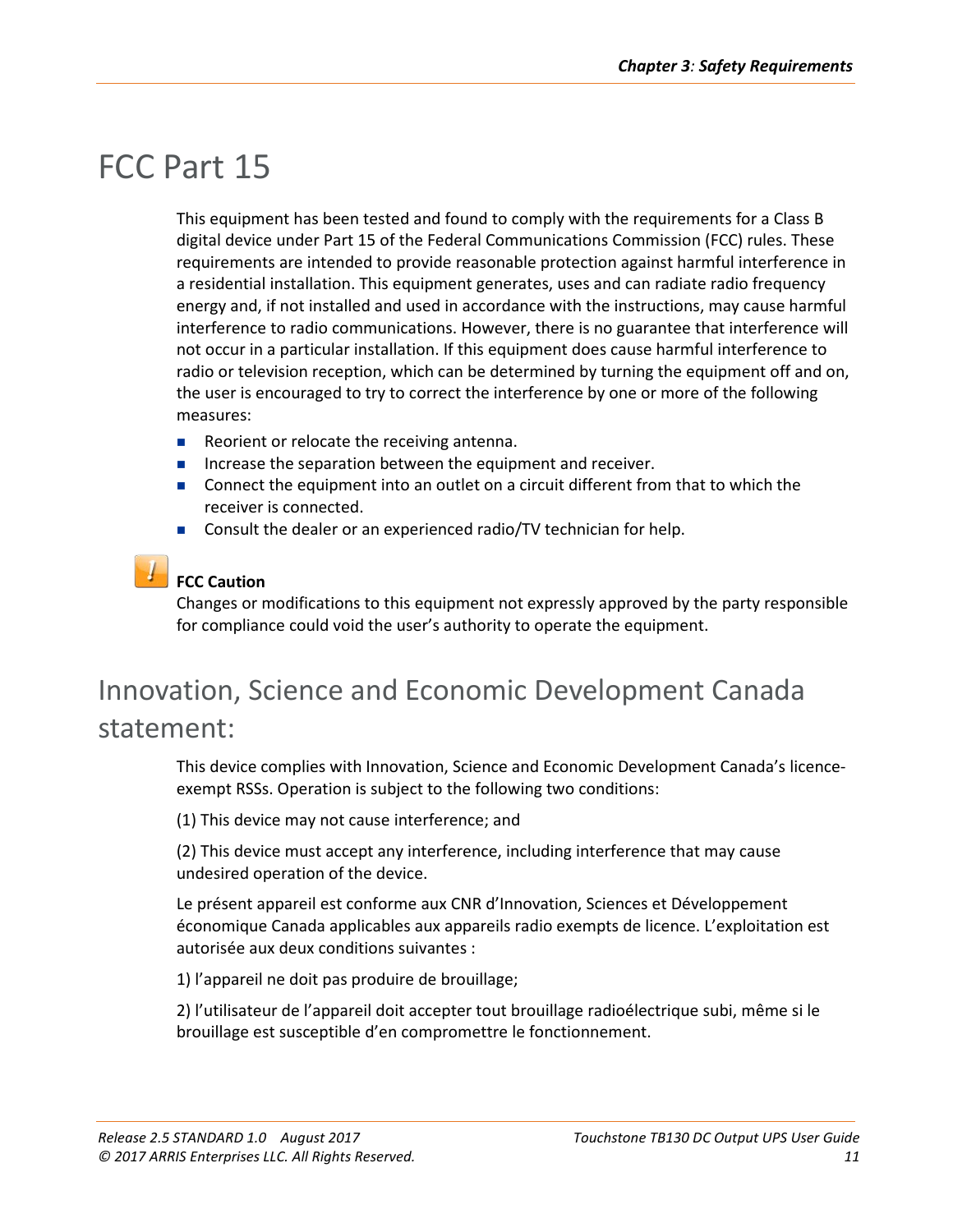# FCC Part 15

This equipment has been tested and found to comply with the requirements for a Class B digital device under Part 15 of the Federal Communications Commission (FCC) rules. These requirements are intended to provide reasonable protection against harmful interference in a residential installation. This equipment generates, uses and can radiate radio frequency energy and, if not installed and used in accordance with the instructions, may cause harmful interference to radio communications. However, there is no guarantee that interference will not occur in a particular installation. If this equipment does cause harmful interference to radio or television reception, which can be determined by turning the equipment off and on, the user is encouraged to try to correct the interference by one or more of the following measures:

- Reorient or relocate the receiving antenna.
- Increase the separation between the equipment and receiver.
- Connect the equipment into an outlet on a circuit different from that to which the receiver is connected.
- Consult the dealer or an experienced radio/TV technician for help.

**FCC Caution**

Changes or modifications to this equipment not expressly approved by the party responsible for compliance could void the user's authority to operate the equipment.

## Innovation, Science and Economic Development Canada statement:

This device complies with Innovation, Science and Economic Development Canada's licence-exempt RSSs. Operation is subject to the following two conditions:

(1) This device may not cause interference; and

(2) This device must accept any interference, including interference that may cause undesired operation of the device.

Le présent appareil est conforme aux CNR d'Innovation, Sciences et Développement économique Canada applicables aux appareils radio exempts de licence. L'exploitation est autorisée aux deux conditions suivantes :

1) l'appareil ne doit pas produire de brouillage;

2) l'utilisateur de l'appareil doit accepter tout brouillage radioélectrique subi, même si le brouillage est susceptible d'en compromettre le fonctionnement.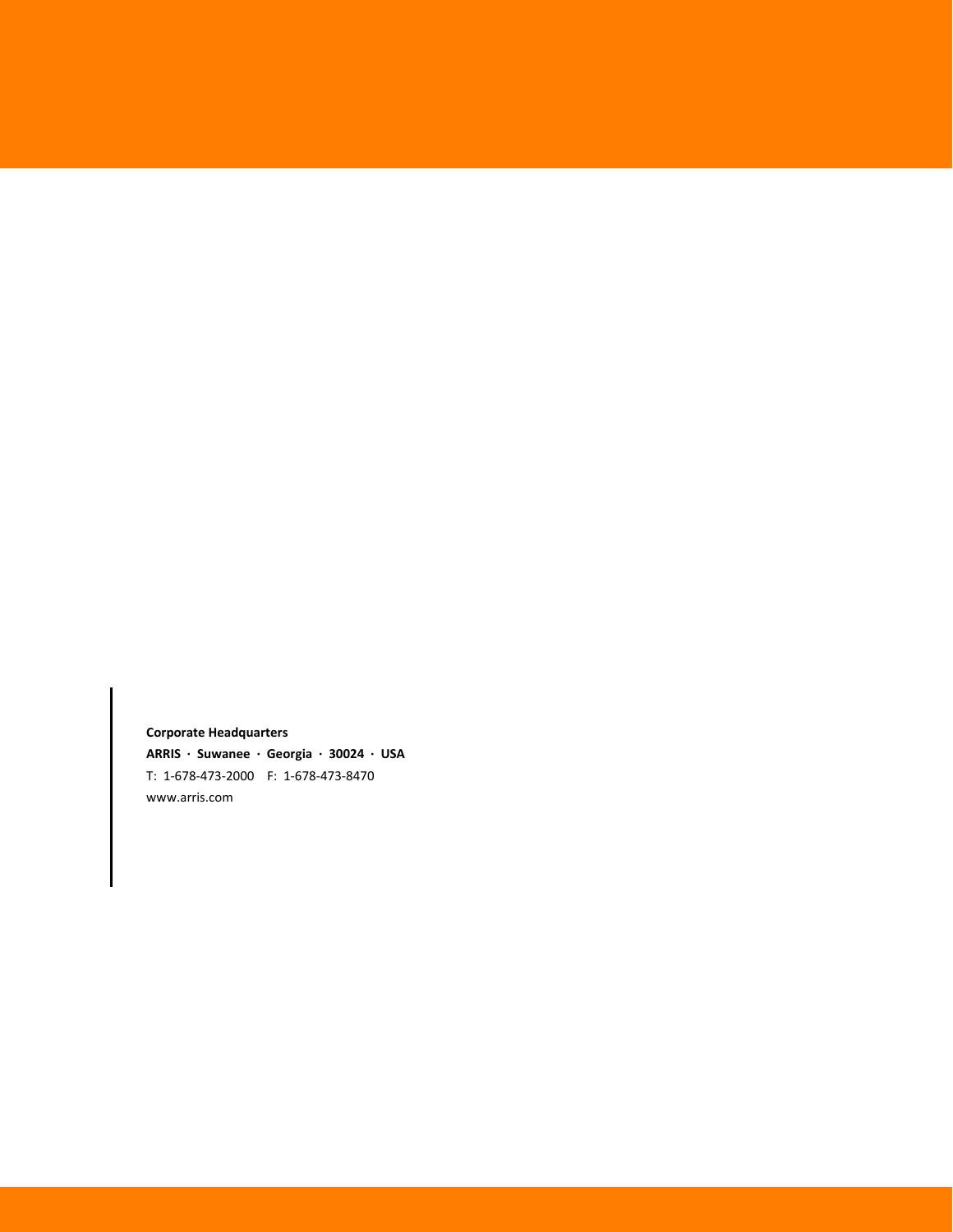**Corporate Headquarters**

**ARRIS · Suwanee · Georgia · 30024 · USA**

T: 1-678-473-2000 F: 1-678-473-8470

www.arris.com